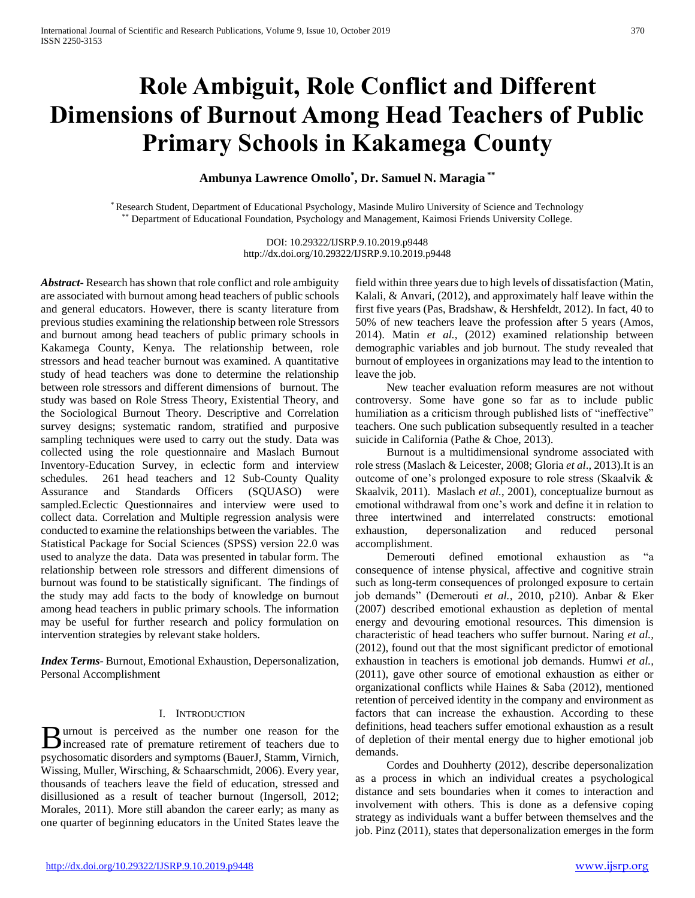# Role Ambiguit, Role Conflict and Different Dimensions of Burnout Among Head Teachers of Public Primary Schools in Kakamega County

**Ambunya Lawrence Omollo[*], Dr. Samuel N. Maragia[**]**

[*] Research Student, Department of Educational Psychology, Masinde Muliro University of Science and Technology
[**] Department of Educational Foundation, Psychology and Management, Kaimosi Friends University College.

DOI: 10.29322/IJSRP.9.10.2019.p9448
http://dx.doi.org/10.29322/IJSRP.9.10.2019.p9448

***Abstract***- Research has shown that role conflict and role ambiguity are associated with burnout among head teachers of public schools and general educators. However, there is scanty literature from previous studies examining the relationship between role Stressors and burnout among head teachers of public primary schools in Kakamega County, Kenya. The relationship between, role stressors and head teacher burnout was examined. A quantitative study of head teachers was done to determine the relationship between role stressors and different dimensions of burnout. The study was based on Role Stress Theory, Existential Theory, and the Sociological Burnout Theory. Descriptive and Correlation survey designs; systematic random, stratified and purposive sampling techniques were used to carry out the study. Data was collected using the role questionnaire and Maslach Burnout Inventory-Education Survey, in eclectic form and interview schedules. 261 head teachers and 12 Sub-County Quality Assurance and Standards Officers (SQUASO) were sampled.Eclectic Questionnaires and interview were used to collect data. Correlation and Multiple regression analysis were conducted to examine the relationships between the variables. The Statistical Package for Social Sciences (SPSS) version 22.0 was used to analyze the data. Data was presented in tabular form. The relationship between role stressors and different dimensions of burnout was found to be statistically significant. The findings of the study may add facts to the body of knowledge on burnout among head teachers in public primary schools. The information may be useful for further research and policy formulation on intervention strategies by relevant stake holders.

***Index Terms***- Burnout, Emotional Exhaustion, Depersonalization, Personal Accomplishment

## I. INTRODUCTION

Burnout is perceived as the number one reason for the increased rate of premature retirement of teachers due to psychosomatic disorders and symptoms (BauerJ, Stamm, Virnich, Wissing, Muller, Wirsching, & Schaarschmidt, 2006). Every year, thousands of teachers leave the field of education, stressed and disillusioned as a result of teacher burnout (Ingersoll, 2012; Morales, 2011). More still abandon the career early; as many as one quarter of beginning educators in the United States leave the field within three years due to high levels of dissatisfaction (Matin, Kalali, & Anvari, (2012), and approximately half leave within the first five years (Pas, Bradshaw, & Hershfeldt, 2012). In fact, 40 to 50% of new teachers leave the profession after 5 years (Amos, 2014). Matin *et al.,* (2012) examined relationship between demographic variables and job burnout. The study revealed that burnout of employees in organizations may lead to the intention to leave the job.

New teacher evaluation reform measures are not without controversy. Some have gone so far as to include public humiliation as a criticism through published lists of "ineffective" teachers. One such publication subsequently resulted in a teacher suicide in California (Pathe & Choe, 2013).

Burnout is a multidimensional syndrome associated with role stress (Maslach & Leicester, 2008; Gloria *et al.,* 2013).It is an outcome of one's prolonged exposure to role stress (Skaalvik & Skaalvik, 2011). Maslach *et al.,* 2001), conceptualize burnout as emotional withdrawal from one's work and define it in relation to three intertwined and interrelated constructs: emotional exhaustion, depersonalization and reduced personal accomplishment.

Demerouti defined emotional exhaustion as "a consequence of intense physical, affective and cognitive strain such as long-term consequences of prolonged exposure to certain job demands" (Demerouti *et al.,* 2010, p210). Anbar & Eker (2007) described emotional exhaustion as depletion of mental energy and devouring emotional resources. This dimension is characteristic of head teachers who suffer burnout. Naring *et al.,* (2012), found out that the most significant predictor of emotional exhaustion in teachers is emotional job demands. Humwi *et al.,* (2011), gave other source of emotional exhaustion as either or organizational conflicts while Haines & Saba (2012), mentioned retention of perceived identity in the company and environment as factors that can increase the exhaustion. According to these definitions, head teachers suffer emotional exhaustion as a result of depletion of their mental energy due to higher emotional job demands.

Cordes and Douhherty (2012), describe depersonalization as a process in which an individual creates a psychological distance and sets boundaries when it comes to interaction and involvement with others. This is done as a defensive coping strategy as individuals want a buffer between themselves and the job. Pinz (2011), states that depersonalization emerges in the form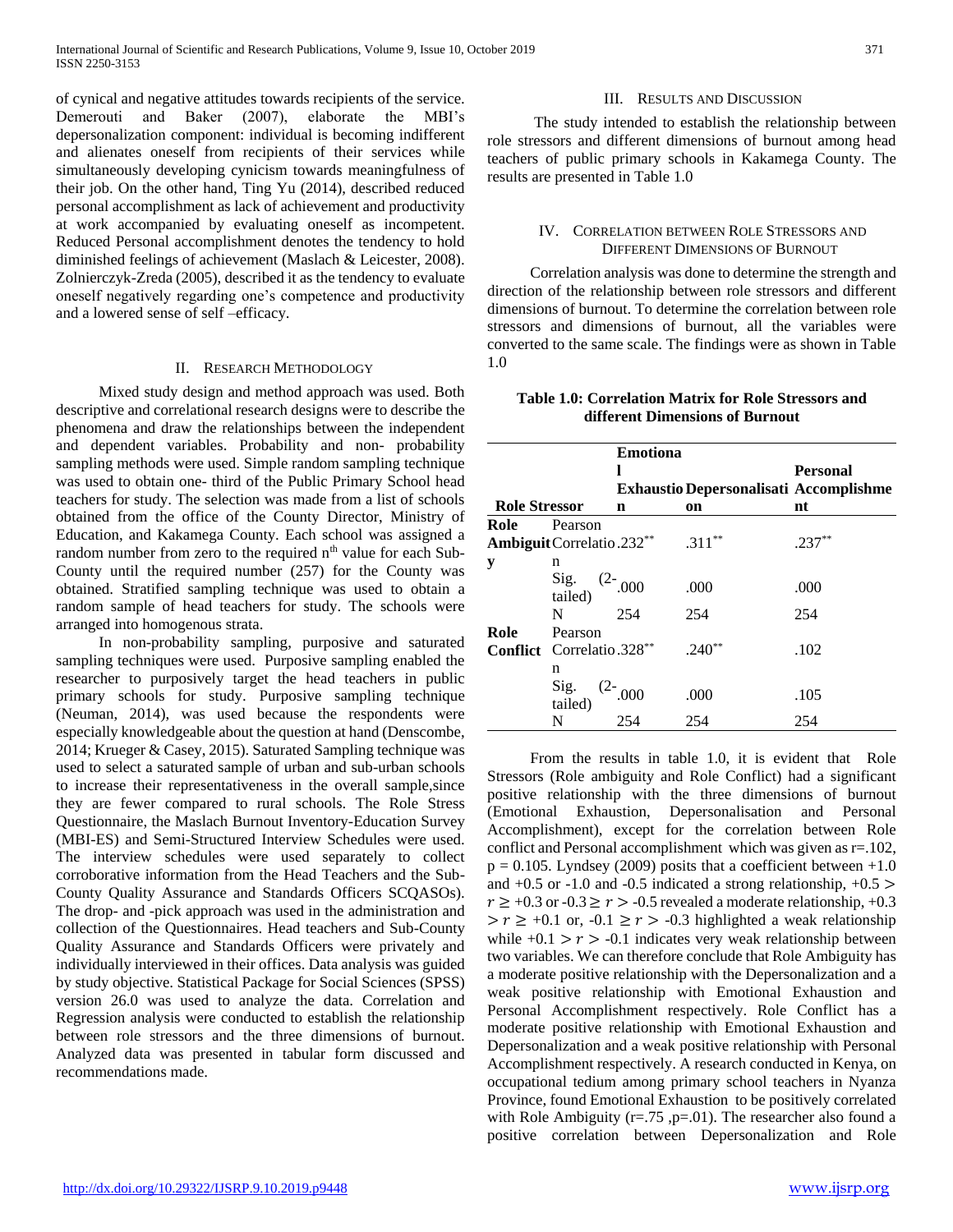of cynical and negative attitudes towards recipients of the service. Demerouti and Baker (2007), elaborate the MBI's depersonalization component: individual is becoming indifferent and alienates oneself from recipients of their services while simultaneously developing cynicism towards meaningfulness of their job. On the other hand, Ting Yu (2014), described reduced personal accomplishment as lack of achievement and productivity at work accompanied by evaluating oneself as incompetent. Reduced Personal accomplishment denotes the tendency to hold diminished feelings of achievement (Maslach & Leicester, 2008). Zolnierczyk-Zreda (2005), described it as the tendency to evaluate oneself negatively regarding one's competence and productivity and a lowered sense of self –efficacy.

## II. Research Methodology

Mixed study design and method approach was used. Both descriptive and correlational research designs were to describe the phenomena and draw the relationships between the independent and dependent variables. Probability and non- probability sampling methods were used. Simple random sampling technique was used to obtain one- third of the Public Primary School head teachers for study. The selection was made from a list of schools obtained from the office of the County Director, Ministry of Education, and Kakamega County. Each school was assigned a random number from zero to the required $n^{th}$ value for each Sub-County until the required number (257) for the County was obtained. Stratified sampling technique was used to obtain a random sample of head teachers for study. The schools were arranged into homogenous strata.

In non-probability sampling, purposive and saturated sampling techniques were used. Purposive sampling enabled the researcher to purposively target the head teachers in public primary schools for study. Purposive sampling technique (Neuman, 2014), was used because the respondents were especially knowledgeable about the question at hand (Denscombe, 2014; Krueger & Casey, 2015). Saturated Sampling technique was used to select a saturated sample of urban and sub-urban schools to increase their representativeness in the overall sample,since they are fewer compared to rural schools. The Role Stress Questionnaire, the Maslach Burnout Inventory-Education Survey (MBI-ES) and Semi-Structured Interview Schedules were used. The interview schedules were used separately to collect corroborative information from the Head Teachers and the Sub-County Quality Assurance and Standards Officers SCQASOs). The drop- and -pick approach was used in the administration and collection of the Questionnaires. Head teachers and Sub-County Quality Assurance and Standards Officers were privately and individually interviewed in their offices. Data analysis was guided by study objective. Statistical Package for Social Sciences (SPSS) version 26.0 was used to analyze the data. Correlation and Regression analysis were conducted to establish the relationship between role stressors and the three dimensions of burnout. Analyzed data was presented in tabular form discussed and recommendations made.

## III. Results and Discussion

The study intended to establish the relationship between role stressors and different dimensions of burnout among head teachers of public primary schools in Kakamega County. The results are presented in Table 1.0

## IV. Correlation between Role Stressors and Different Dimensions of Burnout

Correlation analysis was done to determine the strength and direction of the relationship between role stressors and different dimensions of burnout. To determine the correlation between role stressors and dimensions of burnout, all the variables were converted to the same scale. The findings were as shown in Table 1.0

**Table 1.0: Correlation Matrix for Role Stressors and different Dimensions of Burnout**

| Role Stressor | | Emotional Exhaustion | Depersonalization | Personal Accomplishment |
|---|---|---|---|---|
| Role Ambiguity | Pearson Correlation | .232** | .311** | .237** |
| | Sig. (2-tailed) | .000 | .000 | .000 |
| | N | 254 | 254 | 254 |
| Role Conflict | Pearson Correlation | .328** | .240** | .102 |
| | Sig. (2-tailed) | .000 | .000 | .105 |
| | N | 254 | 254 | 254 |

From the results in table 1.0, it is evident that Role Stressors (Role ambiguity and Role Conflict) had a significant positive relationship with the three dimensions of burnout (Emotional Exhaustion, Depersonalisation and Personal Accomplishment), except for the correlation between Role conflict and Personal accomplishment which was given as r=.102, p = 0.105. Lyndsey (2009) posits that a coefficient between +1.0 and +0.5 or -1.0 and -0.5 indicated a strong relationship, $+0.5 > r \geq +0.3$ or $-0.3 \geq r > -0.5$ revealed a moderate relationship, $+0.3 > r \geq +0.1$ or, $-0.1 \geq r > -0.3$ highlighted a weak relationship while $+0.1 > r > -0.1$ indicates very weak relationship between two variables. We can therefore conclude that Role Ambiguity has a moderate positive relationship with the Depersonalization and a weak positive relationship with Emotional Exhaustion and Personal Accomplishment respectively. Role Conflict has a moderate positive relationship with Emotional Exhaustion and Depersonalization and a weak positive relationship with Personal Accomplishment respectively. A research conducted in Kenya, on occupational tedium among primary school teachers in Nyanza Province, found Emotional Exhaustion to be positively correlated with Role Ambiguity (r=.75 ,p=.01). The researcher also found a positive correlation between Depersonalization and Role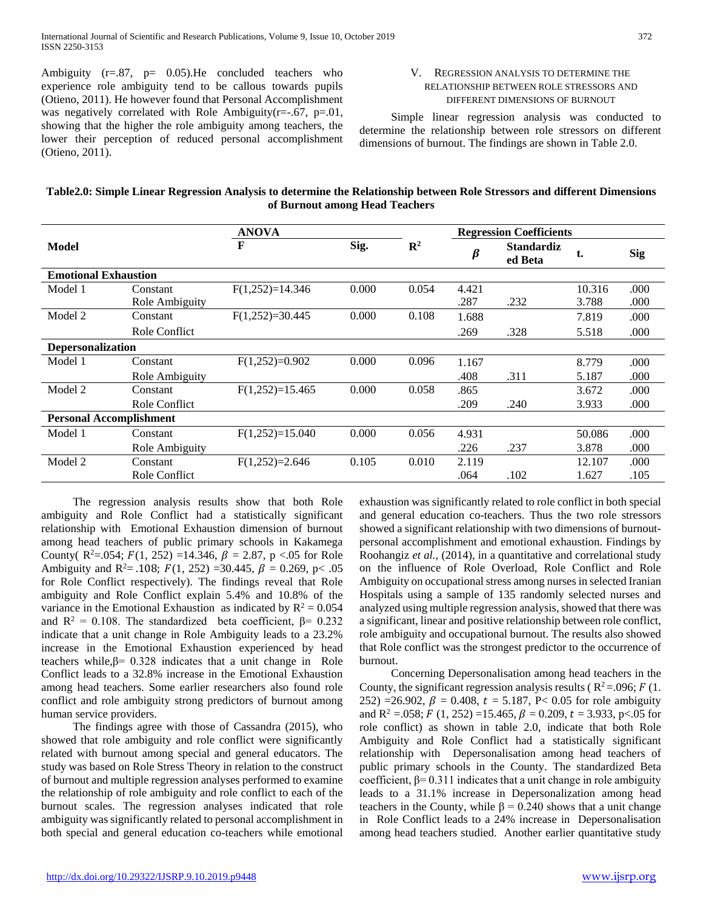Ambiguity ($r=.87$, $p= 0.05$).He concluded teachers who experience role ambiguity tend to be callous towards pupils (Otieno, 2011). He however found that Personal Accomplishment was negatively correlated with Role Ambiguity($r=-.67$, $p=.01$, showing that the higher the role ambiguity among teachers, the lower their perception of reduced personal accomplishment (Otieno, 2011).

## V. Regression analysis to determine the relationship between role stressors and different dimensions of burnout

Simple linear regression analysis was conducted to determine the relationship between role stressors on different dimensions of burnout. The findings are shown in Table 2.0.

**Table2.0: Simple Linear Regression Analysis to determine the Relationship between Role Stressors and different Dimensions of Burnout among Head Teachers**

| Model | | ANOVA | | | Regression Coefficients | | | |
|---|---|---|---|---|---|---|---|---|
| | | F | Sig. | $R^2$ | $\beta$ | Standardized Beta | t. | Sig |
| **Emotional Exhaustion** | | | | | | | | |
| Model 1 | Constant | F(1,252)=14.346 | 0.000 | 0.054 | 4.421 | | 10.316 | .000 |
| | Role Ambiguity | | | | .287 | .232 | 3.788 | .000 |
| Model 2 | Constant | F(1,252)=30.445 | 0.000 | 0.108 | 1.688 | | 7.819 | .000 |
| | Role Conflict | | | | .269 | .328 | 5.518 | .000 |
| **Depersonalization** | | | | | | | | |
| Model 1 | Constant | F(1,252)=0.902 | 0.000 | 0.096 | 1.167 | | 8.779 | .000 |
| | Role Ambiguity | | | | .408 | .311 | 5.187 | .000 |
| Model 2 | Constant | F(1,252)=15.465 | 0.000 | 0.058 | .865 | | 3.672 | .000 |
| | Role Conflict | | | | .209 | .240 | 3.933 | .000 |
| **Personal Accomplishment** | | | | | | | | |
| Model 1 | Constant | F(1,252)=15.040 | 0.000 | 0.056 | 4.931 | | 50.086 | .000 |
| | Role Ambiguity | | | | .226 | .237 | 3.878 | .000 |
| Model 2 | Constant | F(1,252)=2.646 | 0.105 | 0.010 | 2.119 | | 12.107 | .000 |
| | Role Conflict | | | | .064 | .102 | 1.627 | .105 |

The regression analysis results show that both Role ambiguity and Role Conflict had a statistically significant relationship with Emotional Exhaustion dimension of burnout among head teachers of public primary schools in Kakamega County( $R^2=.054$; $F(1, 252)=14.346$, $\beta = 2.87$, $p <.05$ for Role Ambiguity and $R^2=.108$; $F(1, 252)=30.445$, $\beta = 0.269$, $p< .05$ for Role Conflict respectively). The findings reveal that Role ambiguity and Role Conflict explain 5.4% and 10.8% of the variance in the Emotional Exhaustion as indicated by $R^2 = 0.054$ and $R^2 = 0.108$. The standardized beta coefficient, $\beta= 0.232$ indicate that a unit change in Role Ambiguity leads to a 23.2% increase in the Emotional Exhaustion experienced by head teachers while,$\beta= 0.328$ indicates that a unit change in Role Conflict leads to a 32.8% increase in the Emotional Exhaustion among head teachers. Some earlier researchers also found role conflict and role ambiguity strong predictors of burnout among human service providers.

The findings agree with those of Cassandra (2015), who showed that role ambiguity and role conflict were significantly related with burnout among special and general educators. The study was based on Role Stress Theory in relation to the construct of burnout and multiple regression analyses performed to examine the relationship of role ambiguity and role conflict to each of the burnout scales. The regression analyses indicated that role ambiguity was significantly related to personal accomplishment in both special and general education co-teachers while emotional exhaustion was significantly related to role conflict in both special and general education co-teachers. Thus the two role stressors showed a significant relationship with two dimensions of burnout- personal accomplishment and emotional exhaustion. Findings by Roohangiz *et al.,* (2014), in a quantitative and correlational study on the influence of Role Overload, Role Conflict and Role Ambiguity on occupational stress among nurses in selected Iranian Hospitals using a sample of 135 randomly selected nurses and analyzed using multiple regression analysis, showed that there was a significant, linear and positive relationship between role conflict, role ambiguity and occupational burnout. The results also showed that Role conflict was the strongest predictor to the occurrence of burnout.

Concerning Depersonalisation among head teachers in the County, the significant regression analysis results ( $R^2=.096$; $F$ (1. 252) $=26.902$, $\beta = 0.408$, $t = 5.187$, $P< 0.05$ for role ambiguity and $R^2 =.058$; $F$ (1, 252) $=15.465$, $\beta = 0.209$, $t = 3.933$, $p<.05$ for role conflict) as shown in table 2.0, indicate that both Role Ambiguity and Role Conflict had a statistically significant relationship with Depersonalisation among head teachers of public primary schools in the County. The standardized Beta coefficient, $\beta= 0.311$ indicates that a unit change in role ambiguity leads to a 31.1% increase in Depersonalization among head teachers in the County, while $\beta = 0.240$ shows that a unit change in Role Conflict leads to a 24% increase in Depersonalisation among head teachers studied. Another earlier quantitative study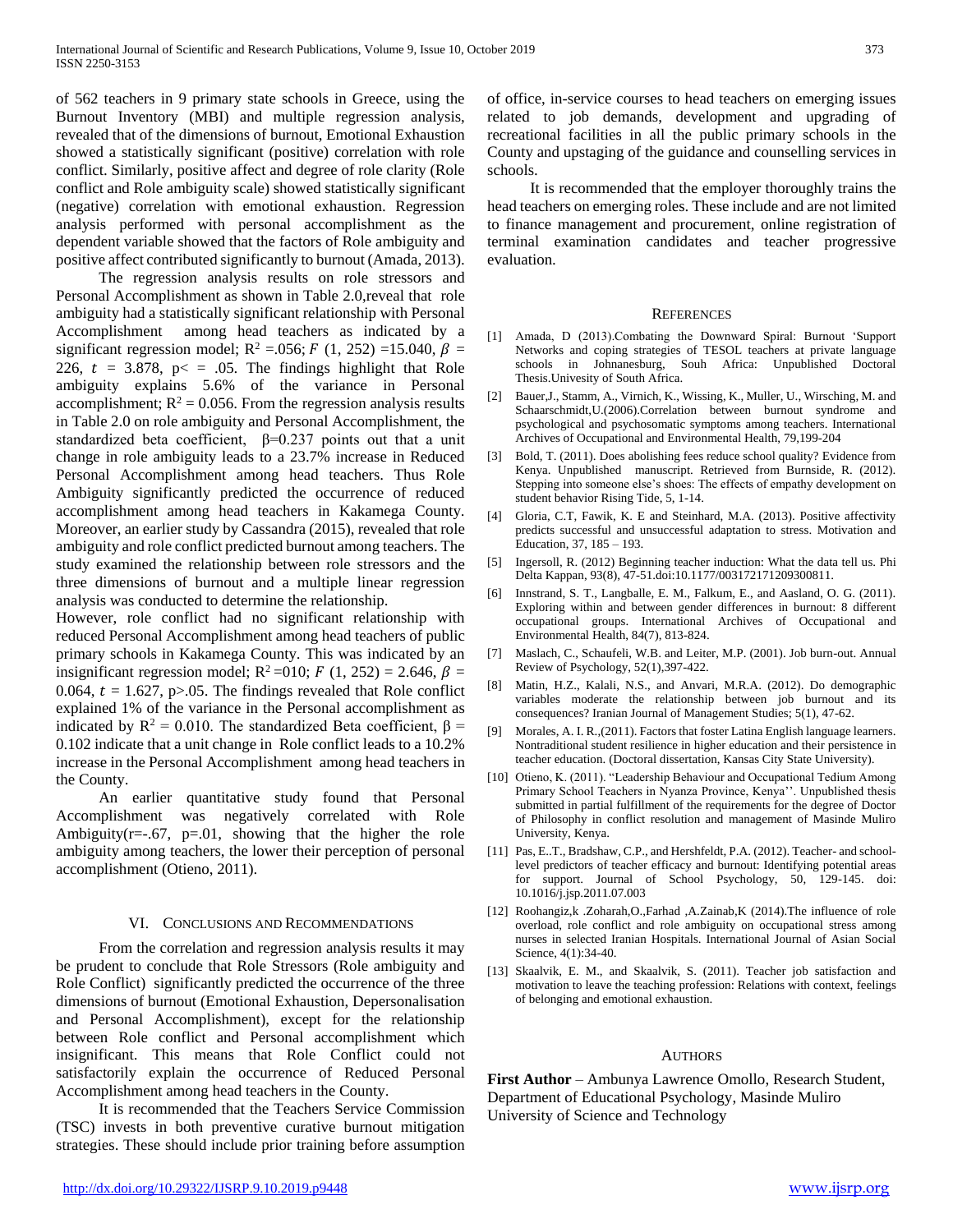of 562 teachers in 9 primary state schools in Greece, using the Burnout Inventory (MBI) and multiple regression analysis, revealed that of the dimensions of burnout, Emotional Exhaustion showed a statistically significant (positive) correlation with role conflict. Similarly, positive affect and degree of role clarity (Role conflict and Role ambiguity scale) showed statistically significant (negative) correlation with emotional exhaustion. Regression analysis performed with personal accomplishment as the dependent variable showed that the factors of Role ambiguity and positive affect contributed significantly to burnout (Amada, 2013).

The regression analysis results on role stressors and Personal Accomplishment as shown in Table 2.0,reveal that role ambiguity had a statistically significant relationship with Personal Accomplishment among head teachers as indicated by a significant regression model; $R^2$ =.056; $F$ (1, 252) =15.040, $\beta$ = 226, $t$ = 3.878, p< = .05. The findings highlight that Role ambiguity explains 5.6% of the variance in Personal accomplishment; $R^2 = 0.056$. From the regression analysis results in Table 2.0 on role ambiguity and Personal Accomplishment, the standardized beta coefficient, $\beta$=0.237 points out that a unit change in role ambiguity leads to a 23.7% increase in Reduced Personal Accomplishment among head teachers. Thus Role Ambiguity significantly predicted the occurrence of reduced accomplishment among head teachers in Kakamega County. Moreover, an earlier study by Cassandra (2015), revealed that role ambiguity and role conflict predicted burnout among teachers. The study examined the relationship between role stressors and the three dimensions of burnout and a multiple linear regression analysis was conducted to determine the relationship.

However, role conflict had no significant relationship with reduced Personal Accomplishment among head teachers of public primary schools in Kakamega County. This was indicated by an insignificant regression model; $R^2$ =010; $F$ (1, 252) = 2.646, $\beta$ = 0.064, $t$ = 1.627, p>.05. The findings revealed that Role conflict explained 1% of the variance in the Personal accomplishment as indicated by $R^2 = 0.010$. The standardized Beta coefficient, $\beta$ = 0.102 indicate that a unit change in Role conflict leads to a 10.2% increase in the Personal Accomplishment among head teachers in the County.

An earlier quantitative study found that Personal Accomplishment was negatively correlated with Role Ambiguity(r=-.67, p=.01, showing that the higher the role ambiguity among teachers, the lower their perception of personal accomplishment (Otieno, 2011).

## VI. Conclusions and Recommendations

From the correlation and regression analysis results it may be prudent to conclude that Role Stressors (Role ambiguity and Role Conflict) significantly predicted the occurrence of the three dimensions of burnout (Emotional Exhaustion, Depersonalisation and Personal Accomplishment), except for the relationship between Role conflict and Personal accomplishment which insignificant. This means that Role Conflict could not satisfactorily explain the occurrence of Reduced Personal Accomplishment among head teachers in the County.

It is recommended that the Teachers Service Commission (TSC) invests in both preventive curative burnout mitigation strategies. These should include prior training before assumption of office, in-service courses to head teachers on emerging issues related to job demands, development and upgrading of recreational facilities in all the public primary schools in the County and upstaging of the guidance and counselling services in schools.

It is recommended that the employer thoroughly trains the head teachers on emerging roles. These include and are not limited to finance management and procurement, online registration of terminal examination candidates and teacher progressive evaluation.

## References

[1] Amada, D (2013).Combating the Downward Spiral: Burnout 'Support Networks and coping strategies of TESOL teachers at private language schools in Johnanesburg, Souh Africa: Unpublished Doctoral Thesis.Univesity of South Africa.

[2] Bauer,J., Stamm, A., Virnich, K., Wissing, K., Muller, U., Wirsching, M. and Schaarschmidt,U.(2006).Correlation between burnout syndrome and psychological and psychosomatic symptoms among teachers. International Archives of Occupational and Environmental Health, 79,199-204

[3] Bold, T. (2011). Does abolishing fees reduce school quality? Evidence from Kenya. Unpublished manuscript. Retrieved from Burnside, R. (2012). Stepping into someone else's shoes: The effects of empathy development on student behavior Rising Tide, 5, 1-14.

[4] Gloria, C.T, Fawik, K. E and Steinhard, M.A. (2013). Positive affectivity predicts successful and unsuccessful adaptation to stress. Motivation and Education, 37, 185 – 193.

[5] Ingersoll, R. (2012) Beginning teacher induction: What the data tell us. Phi Delta Kappan, 93(8), 47-51.doi:10.1177/003172171209300811.

[6] Innstrand, S. T., Langballe, E. M., Falkum, E., and Aasland, O. G. (2011). Exploring within and between gender differences in burnout: 8 different occupational groups. International Archives of Occupational and Environmental Health, 84(7), 813-824.

[7] Maslach, C., Schaufeli, W.B. and Leiter, M.P. (2001). Job burn-out. Annual Review of Psychology, 52(1),397-422.

[8] Matin, H.Z., Kalali, N.S., and Anvari, M.R.A. (2012). Do demographic variables moderate the relationship between job burnout and its consequences? Iranian Journal of Management Studies; 5(1), 47-62.

[9] Morales, A. I. R.,(2011). Factors that foster Latina English language learners. Nontraditional student resilience in higher education and their persistence in teacher education. (Doctoral dissertation, Kansas City State University).

[10] Otieno, K. (2011). "Leadership Behaviour and Occupational Tedium Among Primary School Teachers in Nyanza Province, Kenya''. Unpublished thesis submitted in partial fulfillment of the requirements for the degree of Doctor of Philosophy in conflict resolution and management of Masinde Muliro University, Kenya.

[11] Pas, E..T., Bradshaw, C.P., and Hershfeldt, P.A. (2012). Teacher- and school-level predictors of teacher efficacy and burnout: Identifying potential areas for support. Journal of School Psychology, 50, 129-145. doi: 10.1016/j.jsp.2011.07.003

[12] Roohangiz,k .Zoharah,O.,Farhad ,A.Zainab,K (2014).The influence of role overload, role conflict and role ambiguity on occupational stress among nurses in selected Iranian Hospitals. International Journal of Asian Social Science, 4(1):34-40.

[13] Skaalvik, E. M., and Skaalvik, S. (2011). Teacher job satisfaction and motivation to leave the teaching profession: Relations with context, feelings of belonging and emotional exhaustion.

## Authors

**First Author** – Ambunya Lawrence Omollo, Research Student, Department of Educational Psychology, Masinde Muliro University of Science and Technology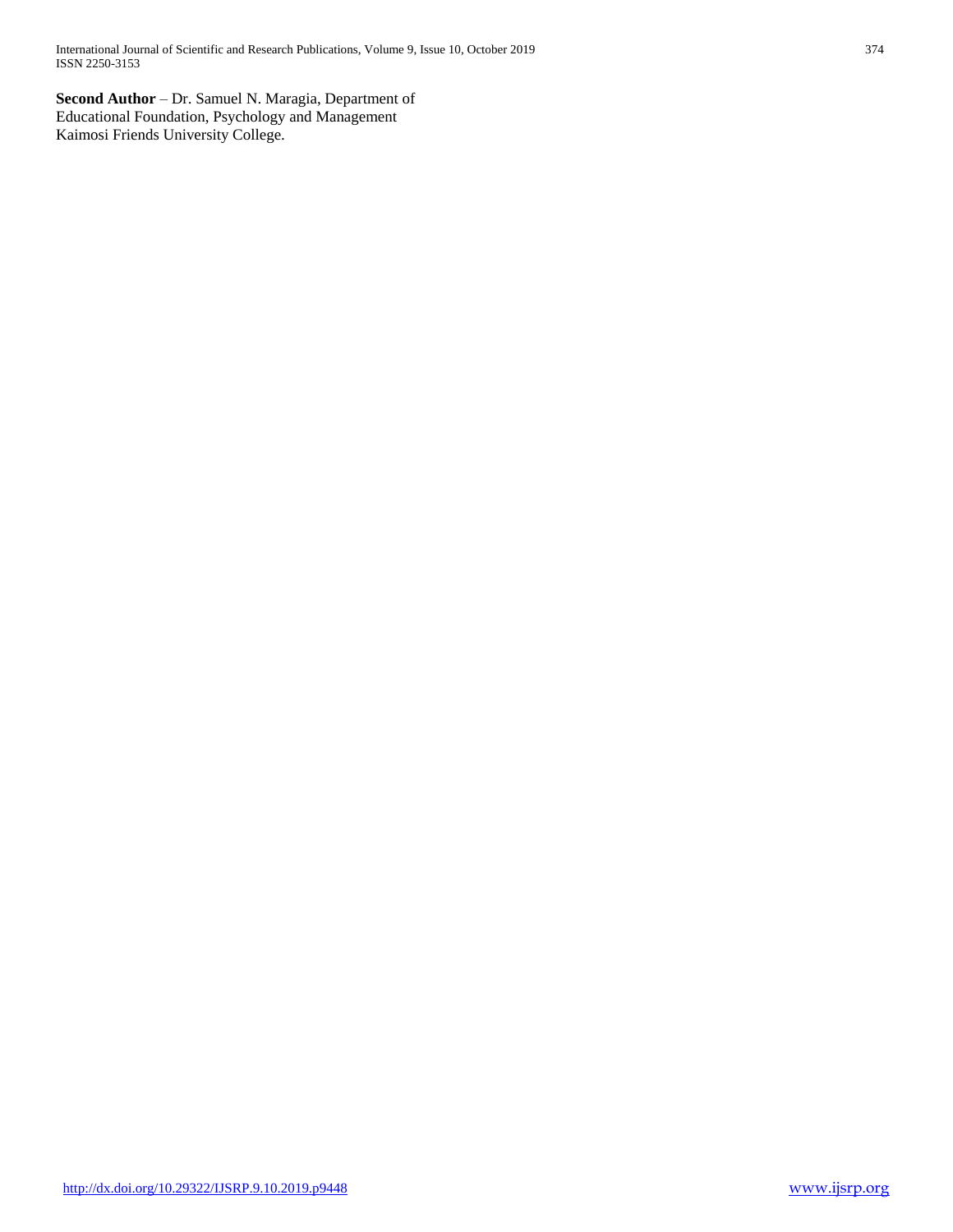**Second Author** – Dr. Samuel N. Maragia, Department of Educational Foundation, Psychology and Management Kaimosi Friends University College.